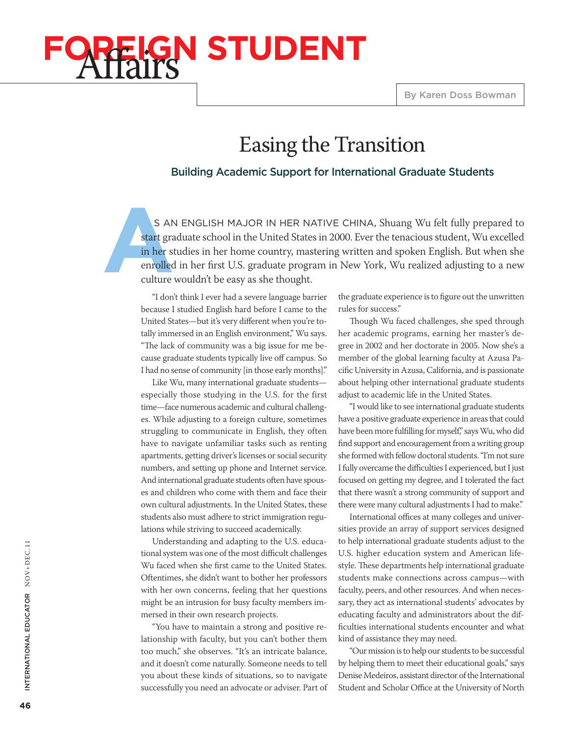# FOREIGN STUDENT Affairs

By Karen Doss Bowman

## Easing the Transition

### Building Academic Support for International Graduate Students

AS AN ENGLISH MAJOR IN HER NATIVE CHINA, Shuang Wu felt fully prepared to start graduate school in the United States in 2000. Ever the tenacious student, Wu excelled in her studies in her home country, mastering written and spoken English. But when she enrolled in her first U.S. graduate program in New York, Wu realized adjusting to a new culture wouldn't be easy as she thought.

"I don't think I ever had a severe language barrier because I studied English hard before I came to the United States—but it's very different when you're totally immersed in an English environment," Wu says. "The lack of community was a big issue for me because graduate students typically live off campus. So I had no sense of community [in those early months]."

Like Wu, many international graduate students—especially those studying in the U.S. for the first time—face numerous academic and cultural challenges. While adjusting to a foreign culture, sometimes struggling to communicate in English, they often have to navigate unfamiliar tasks such as renting apartments, getting driver's licenses or social security numbers, and setting up phone and Internet service. And international graduate students often have spouses and children who come with them and face their own cultural adjustments. In the United States, these students also must adhere to strict immigration regulations while striving to succeed academically.

Understanding and adapting to the U.S. educational system was one of the most difficult challenges Wu faced when she first came to the United States. Oftentimes, she didn't want to bother her professors with her own concerns, feeling that her questions might be an intrusion for busy faculty members immersed in their own research projects.

"You have to maintain a strong and positive relationship with faculty, but you can't bother them too much," she observes. "It's an intricate balance, and it doesn't come naturally. Someone needs to tell you about these kinds of situations, so to navigate successfully you need an advocate or adviser. Part of the graduate experience is to figure out the unwritten rules for success."

Though Wu faced challenges, she sped through her academic programs, earning her master's degree in 2002 and her doctorate in 2005. Now she's a member of the global learning faculty at Azusa Pacific University in Azusa, California, and is passionate about helping other international graduate students adjust to academic life in the United States.

"I would like to see international graduate students have a positive graduate experience in areas that could have been more fulfilling for myself," says Wu, who did find support and encouragement from a writing group she formed with fellow doctoral students. "I'm not sure I fully overcame the difficulties I experienced, but I just focused on getting my degree, and I tolerated the fact that there wasn't a strong community of support and there were many cultural adjustments I had to make."

International offices at many colleges and universities provide an array of support services designed to help international graduate students adjust to the U.S. higher education system and American lifestyle. These departments help international graduate students make connections across campus—with faculty, peers, and other resources. And when necessary, they act as international students' advocates by educating faculty and administrators about the difficulties international students encounter and what kind of assistance they may need.

"Our mission is to help our students to be successful by helping them to meet their educational goals," says Denise Medeiros, assistant director of the International Student and Scholar Office at the University of North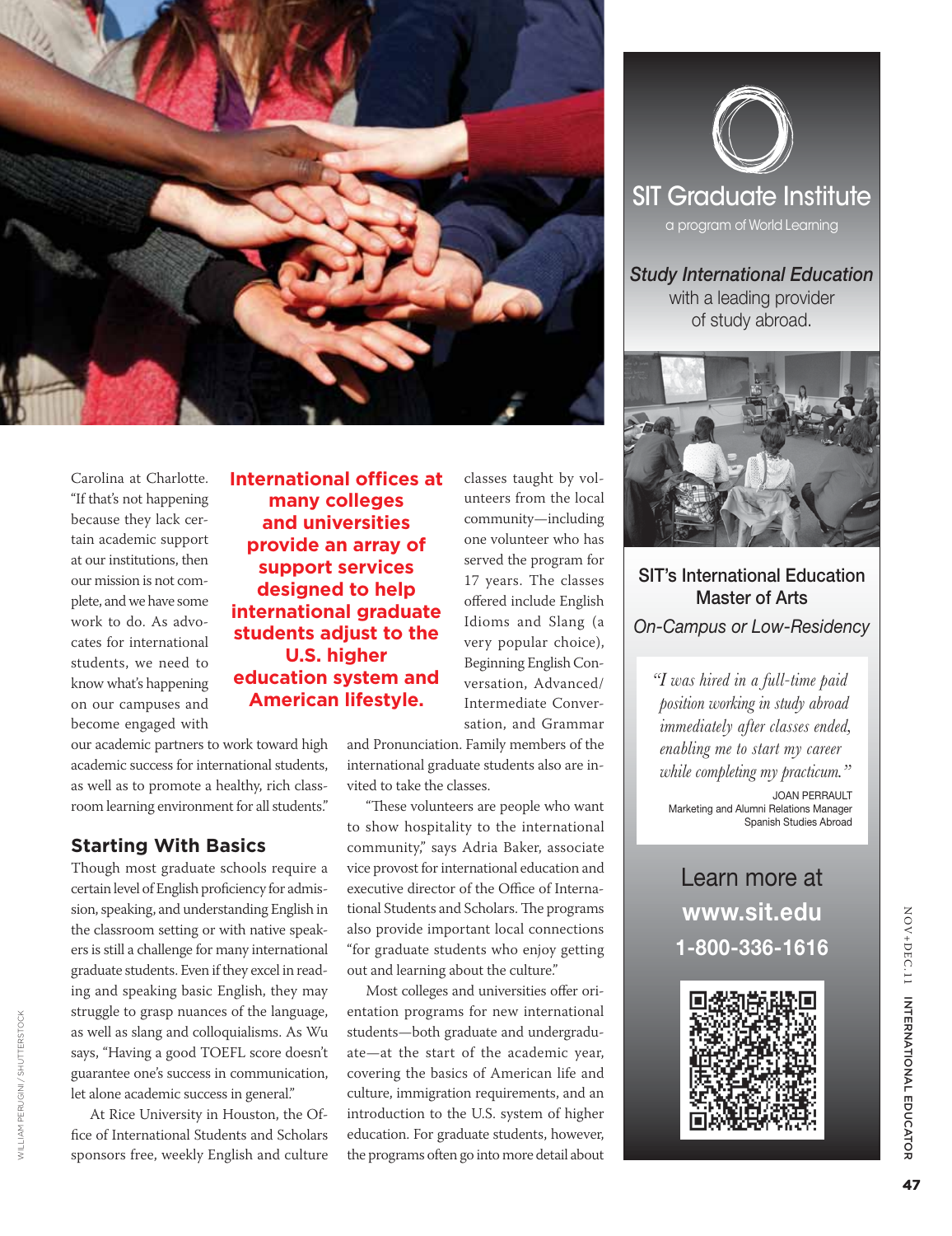Carolina at Charlotte. "If that's not happening because they lack certain academic support at our institutions, then our mission is not complete, and we have some work to do. As advocates for international students, we need to know what's happening on our campuses and become engaged with our academic partners to work toward high academic success for international students, as well as to promote a healthy, rich classroom learning environment for all students."

**International offices at many colleges and universities provide an array of support services designed to help international graduate students adjust to the U.S. higher education system and American lifestyle.**

## Starting With Basics

Though most graduate schools require a certain level of English proficiency for admission, speaking, and understanding English in the classroom setting or with native speakers is still a challenge for many international graduate students. Even if they excel in reading and speaking basic English, they may struggle to grasp nuances of the language, as well as slang and colloquialisms. As Wu says, "Having a good TOEFL score doesn't guarantee one's success in communication, let alone academic success in general."

At Rice University in Houston, the Office of International Students and Scholars sponsors free, weekly English and culture classes taught by volunteers from the local community—including one volunteer who has served the program for 17 years. The classes offered include English Idioms and Slang (a very popular choice), Beginning English Conversation, Advanced/Intermediate Conversation, and Grammar and Pronunciation. Family members of the international graduate students also are invited to take the classes.

"These volunteers are people who want to show hospitality to the international community," says Adria Baker, associate vice provost for international education and executive director of the Office of International Students and Scholars. The programs also provide important local connections "for graduate students who enjoy getting out and learning about the culture."

Most colleges and universities offer orientation programs for new international students—both graduate and undergraduate—at the start of the academic year, covering the basics of American life and culture, immigration requirements, and an introduction to the U.S. system of higher education. For graduate students, however, the programs often go into more detail about

SIT Graduate Institute
a program of World Learning

*Study International Education* with a leading provider of study abroad.

SIT's International Education Master of Arts

*On-Campus or Low-Residency*

*"I was hired in a full-time paid position working in study abroad immediately after classes ended, enabling me to start my career while completing my practicum."*

JOAN PERRAULT
Marketing and Alumni Relations Manager
Spanish Studies Abroad

Learn more at
**www.sit.edu**
**1-800-336-1616**

WILLIAM PERUGINI / SHUTTERSTOCK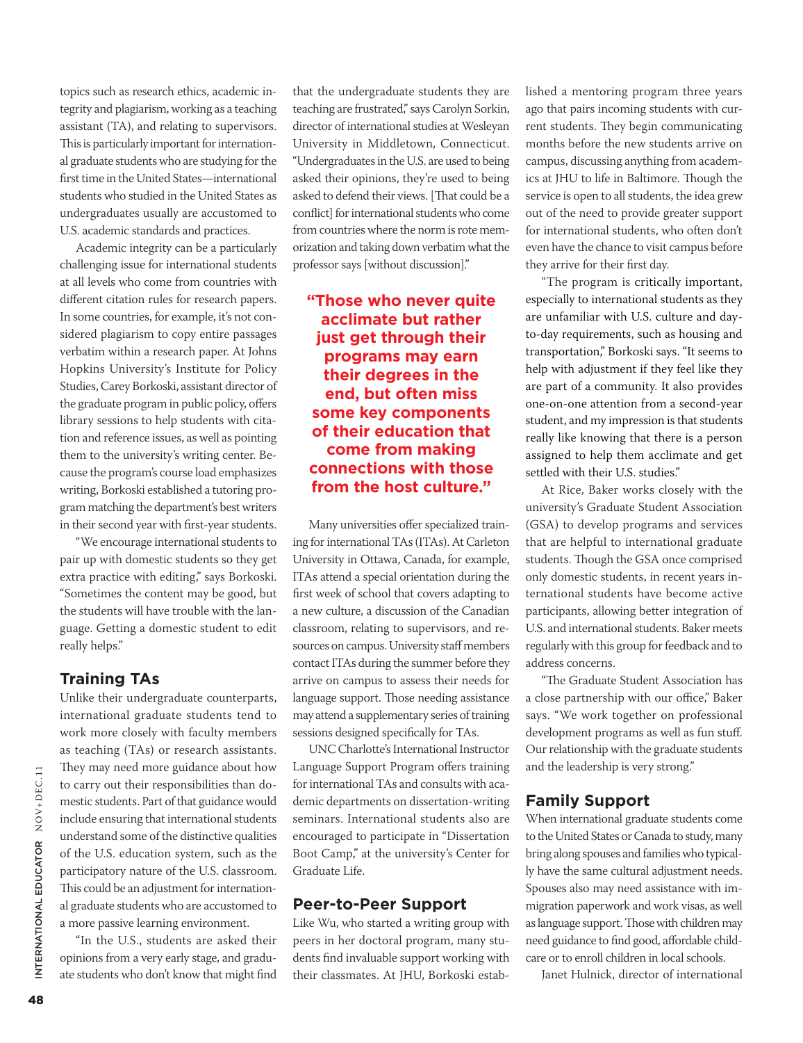topics such as research ethics, academic integrity and plagiarism, working as a teaching assistant (TA), and relating to supervisors. This is particularly important for international graduate students who are studying for the first time in the United States—international students who studied in the United States as undergraduates usually are accustomed to U.S. academic standards and practices.

Academic integrity can be a particularly challenging issue for international students at all levels who come from countries with different citation rules for research papers. In some countries, for example, it's not considered plagiarism to copy entire passages verbatim within a research paper. At Johns Hopkins University's Institute for Policy Studies, Carey Borkoski, assistant director of the graduate program in public policy, offers library sessions to help students with citation and reference issues, as well as pointing them to the university's writing center. Because the program's course load emphasizes writing, Borkoski established a tutoring program matching the department's best writers in their second year with first-year students.

"We encourage international students to pair up with domestic students so they get extra practice with editing," says Borkoski. "Sometimes the content may be good, but the students will have trouble with the language. Getting a domestic student to edit really helps."

## Training TAs

Unlike their undergraduate counterparts, international graduate students tend to work more closely with faculty members as teaching (TAs) or research assistants. They may need more guidance about how to carry out their responsibilities than domestic students. Part of that guidance would include ensuring that international students understand some of the distinctive qualities of the U.S. education system, such as the participatory nature of the U.S. classroom. This could be an adjustment for international graduate students who are accustomed to a more passive learning environment.

"In the U.S., students are asked their opinions from a very early stage, and graduate students who don't know that might find that the undergraduate students they are teaching are frustrated," says Carolyn Sorkin, director of international studies at Wesleyan University in Middletown, Connecticut. "Undergraduates in the U.S. are used to being asked their opinions, they're used to being asked to defend their views. [That could be a conflict] for international students who come from countries where the norm is rote memorization and taking down verbatim what the professor says [without discussion]."

**"Those who never quite acclimate but rather just get through their programs may earn their degrees in the end, but often miss some key components of their education that come from making connections with those from the host culture."**

Many universities offer specialized training for international TAs (ITAs). At Carleton University in Ottawa, Canada, for example, ITAs attend a special orientation during the first week of school that covers adapting to a new culture, a discussion of the Canadian classroom, relating to supervisors, and resources on campus. University staff members contact ITAs during the summer before they arrive on campus to assess their needs for language support. Those needing assistance may attend a supplementary series of training sessions designed specifically for TAs.

UNC Charlotte's International Instructor Language Support Program offers training for international TAs and consults with academic departments on dissertation-writing seminars. International students also are encouraged to participate in "Dissertation Boot Camp," at the university's Center for Graduate Life.

## Peer-to-Peer Support

Like Wu, who started a writing group with peers in her doctoral program, many students find invaluable support working with their classmates. At JHU, Borkoski established a mentoring program three years ago that pairs incoming students with current students. They begin communicating months before the new students arrive on campus, discussing anything from academics at JHU to life in Baltimore. Though the service is open to all students, the idea grew out of the need to provide greater support for international students, who often don't even have the chance to visit campus before they arrive for their first day.

"The program is critically important, especially to international students as they are unfamiliar with U.S. culture and day-to-day requirements, such as housing and transportation," Borkoski says. "It seems to help with adjustment if they feel like they are part of a community. It also provides one-on-one attention from a second-year student, and my impression is that students really like knowing that there is a person assigned to help them acclimate and get settled with their U.S. studies."

At Rice, Baker works closely with the university's Graduate Student Association (GSA) to develop programs and services that are helpful to international graduate students. Though the GSA once comprised only domestic students, in recent years international students have become active participants, allowing better integration of U.S. and international students. Baker meets regularly with this group for feedback and to address concerns.

"The Graduate Student Association has a close partnership with our office," Baker says. "We work together on professional development programs as well as fun stuff. Our relationship with the graduate students and the leadership is very strong."

## Family Support

When international graduate students come to the United States or Canada to study, many bring along spouses and families who typically have the same cultural adjustment needs. Spouses also may need assistance with immigration paperwork and work visas, as well as language support. Those with children may need guidance to find good, affordable childcare or to enroll children in local schools.

Janet Hulnick, director of international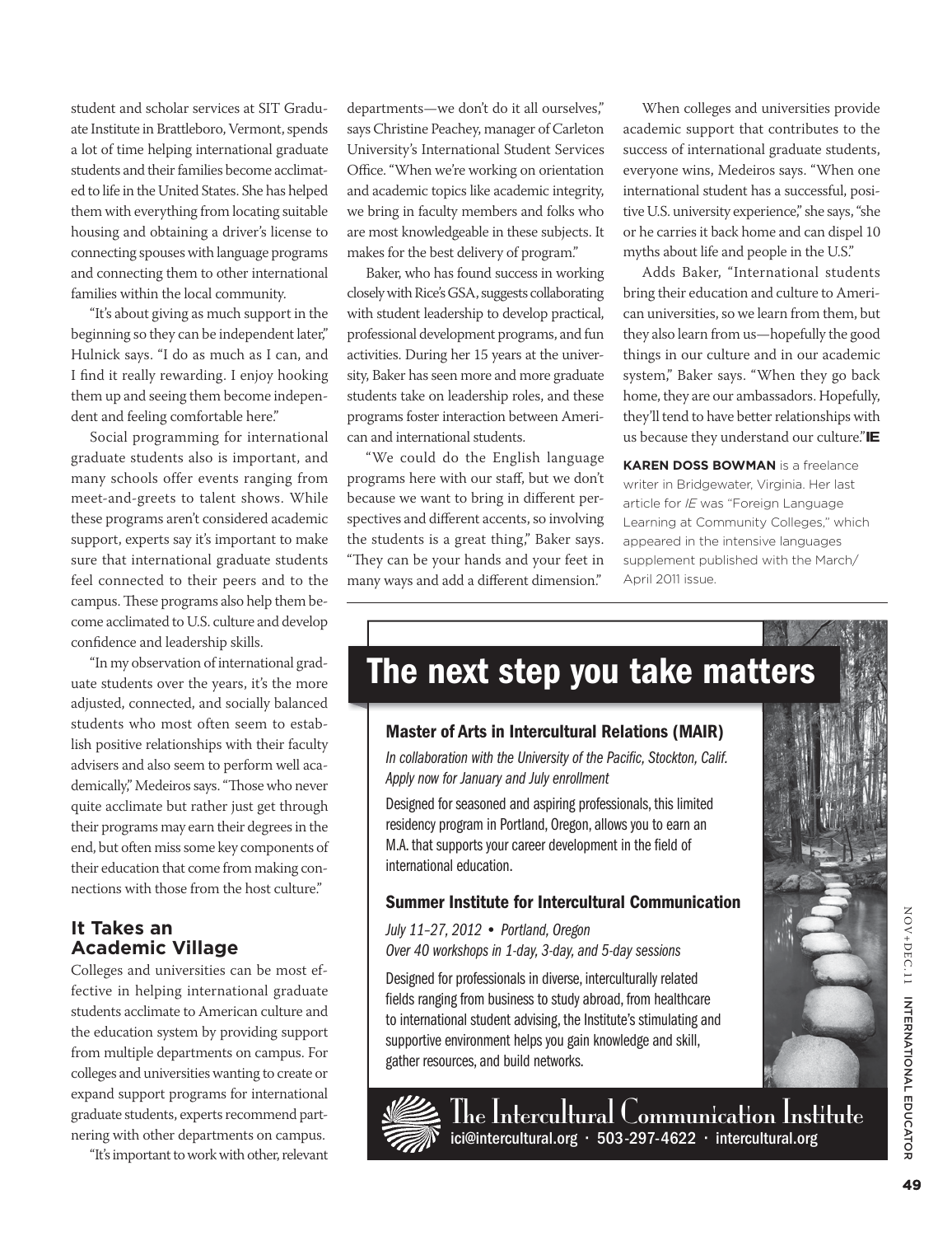student and scholar services at SIT Graduate Institute in Brattleboro, Vermont, spends a lot of time helping international graduate students and their families become acclimated to life in the United States. She has helped them with everything from locating suitable housing and obtaining a driver's license to connecting spouses with language programs and connecting them to other international families within the local community.

"It's about giving as much support in the beginning so they can be independent later," Hulnick says. "I do as much as I can, and I find it really rewarding. I enjoy hooking them up and seeing them become independent and feeling comfortable here."

Social programming for international graduate students also is important, and many schools offer events ranging from meet-and-greets to talent shows. While these programs aren't considered academic support, experts say it's important to make sure that international graduate students feel connected to their peers and to the campus. These programs also help them become acclimated to U.S. culture and develop confidence and leadership skills.

"In my observation of international graduate students over the years, it's the more adjusted, connected, and socially balanced students who most often seem to establish positive relationships with their faculty advisers and also seem to perform well academically," Medeiros says. "Those who never quite acclimate but rather just get through their programs may earn their degrees in the end, but often miss some key components of their education that come from making connections with those from the host culture."

## It Takes an Academic Village

Colleges and universities can be most effective in helping international graduate students acclimate to American culture and the education system by providing support from multiple departments on campus. For colleges and universities wanting to create or expand support programs for international graduate students, experts recommend partnering with other departments on campus.

"It's important to work with other, relevant departments—we don't do it all ourselves," says Christine Peachey, manager of Carleton University's International Student Services Office. "When we're working on orientation and academic topics like academic integrity, we bring in faculty members and folks who are most knowledgeable in these subjects. It makes for the best delivery of program."

Baker, who has found success in working closely with Rice's GSA, suggests collaborating with student leadership to develop practical, professional development programs, and fun activities. During her 15 years at the university, Baker has seen more and more graduate students take on leadership roles, and these programs foster interaction between American and international students.

"We could do the English language programs here with our staff, but we don't because we want to bring in different perspectives and different accents, so involving the students is a great thing," Baker says. "They can be your hands and your feet in many ways and add a different dimension."

When colleges and universities provide academic support that contributes to the success of international graduate students, everyone wins, Medeiros says. "When one international student has a successful, positive U.S. university experience," she says, "she or he carries it back home and can dispel 10 myths about life and people in the U.S."

Adds Baker, "International students bring their education and culture to American universities, so we learn from them, but they also learn from us—hopefully the good things in our culture and in our academic system," Baker says. "When they go back home, they are our ambassadors. Hopefully, they'll tend to have better relationships with us because they understand our culture." **IE**

**KAREN DOSS BOWMAN** is a freelance writer in Bridgewater, Virginia. Her last article for *IE* was "Foreign Language Learning at Community Colleges," which appeared in the intensive languages supplement published with the March/April 2011 issue.

---

# The next step you take matters

### Master of Arts in Intercultural Relations (MAIR)

*In collaboration with the University of the Pacific, Stockton, Calif.*
*Apply now for January and July enrollment*

Designed for seasoned and aspiring professionals, this limited residency program in Portland, Oregon, allows you to earn an M.A. that supports your career development in the field of international education.

### Summer Institute for Intercultural Communication

*July 11–27, 2012 • Portland, Oregon*
*Over 40 workshops in 1-day, 3-day, and 5-day sessions*

Designed for professionals in diverse, interculturally related fields ranging from business to study abroad, from healthcare to international student advising, the Institute's stimulating and supportive environment helps you gain knowledge and skill, gather resources, and build networks.

The Intercultural Communication Institute
ici@intercultural.org · 503-297-4622 · intercultural.org